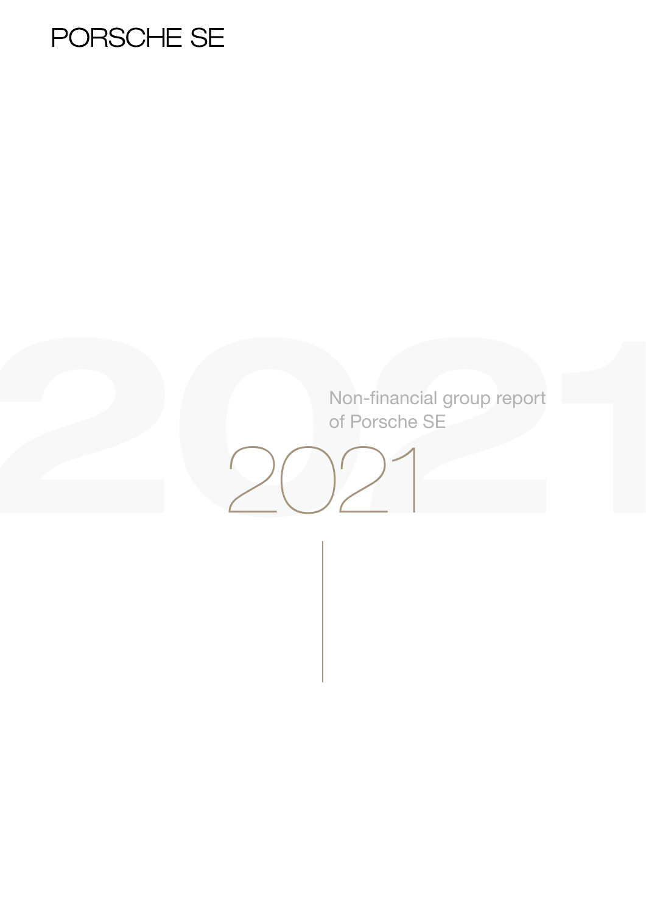PORSCHE SE

# Non-financial group report of Porsche SE

# 2021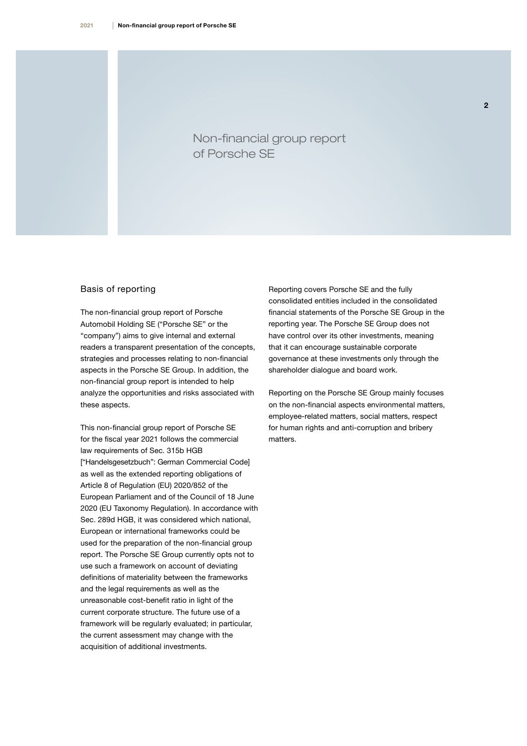# Non-financial group report of Porsche SE

## Basis of reporting

The non-financial group report of Porsche Automobil Holding SE ("Porsche SE" or the "company") aims to give internal and external readers a transparent presentation of the concepts, strategies and processes relating to non-financial aspects in the Porsche SE Group. In addition, the non-financial group report is intended to help analyze the opportunities and risks associated with these aspects.

This non-financial group report of Porsche SE for the fiscal year 2021 follows the commercial law requirements of Sec. 315b HGB ["Handelsgesetzbuch": German Commercial Code] as well as the extended reporting obligations of Article 8 of Regulation (EU) 2020/852 of the European Parliament and of the Council of 18 June 2020 (EU Taxonomy Regulation). In accordance with Sec. 289d HGB, it was considered which national, European or international frameworks could be used for the preparation of the non-financial group report. The Porsche SE Group currently opts not to use such a framework on account of deviating definitions of materiality between the frameworks and the legal requirements as well as the unreasonable cost-benefit ratio in light of the current corporate structure. The future use of a framework will be regularly evaluated; in particular, the current assessment may change with the acquisition of additional investments.

Reporting covers Porsche SE and the fully consolidated entities included in the consolidated financial statements of the Porsche SE Group in the reporting year. The Porsche SE Group does not have control over its other investments, meaning that it can encourage sustainable corporate governance at these investments only through the shareholder dialogue and board work.

Reporting on the Porsche SE Group mainly focuses on the non-financial aspects environmental matters, employee-related matters, social matters, respect for human rights and anti-corruption and bribery matters.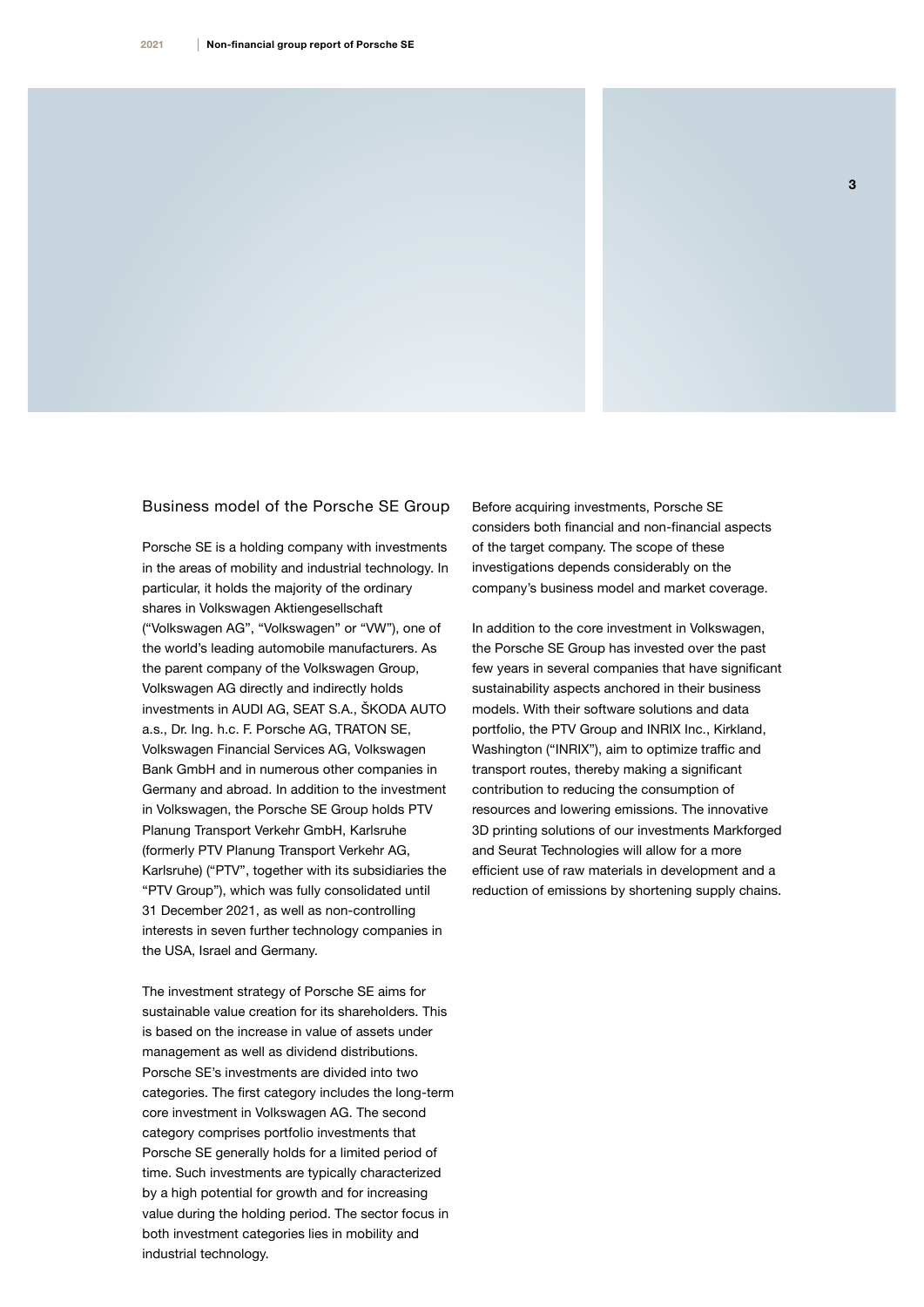## Business model of the Porsche SE Group

Porsche SE is a holding company with investments in the areas of mobility and industrial technology. In particular, it holds the majority of the ordinary shares in Volkswagen Aktiengesellschaft ("Volkswagen AG", "Volkswagen" or "VW"), one of the world's leading automobile manufacturers. As the parent company of the Volkswagen Group, Volkswagen AG directly and indirectly holds investments in AUDI AG, SEAT S.A., ŠKODA AUTO a.s., Dr. Ing. h.c. F. Porsche AG, TRATON SE, Volkswagen Financial Services AG, Volkswagen Bank GmbH and in numerous other companies in Germany and abroad. In addition to the investment in Volkswagen, the Porsche SE Group holds PTV Planung Transport Verkehr GmbH, Karlsruhe (formerly PTV Planung Transport Verkehr AG, Karlsruhe) ("PTV", together with its subsidiaries the "PTV Group"), which was fully consolidated until 31 December 2021, as well as non-controlling interests in seven further technology companies in the USA, Israel and Germany.

The investment strategy of Porsche SE aims for sustainable value creation for its shareholders. This is based on the increase in value of assets under management as well as dividend distributions. Porsche SE's investments are divided into two categories. The first category includes the long-term core investment in Volkswagen AG. The second category comprises portfolio investments that Porsche SE generally holds for a limited period of time. Such investments are typically characterized by a high potential for growth and for increasing value during the holding period. The sector focus in both investment categories lies in mobility and industrial technology.

Before acquiring investments, Porsche SE considers both financial and non-financial aspects of the target company. The scope of these investigations depends considerably on the company's business model and market coverage.

In addition to the core investment in Volkswagen, the Porsche SE Group has invested over the past few years in several companies that have significant sustainability aspects anchored in their business models. With their software solutions and data portfolio, the PTV Group and INRIX Inc., Kirkland, Washington ("INRIX"), aim to optimize traffic and transport routes, thereby making a significant contribution to reducing the consumption of resources and lowering emissions. The innovative 3D printing solutions of our investments Markforged and Seurat Technologies will allow for a more efficient use of raw materials in development and a reduction of emissions by shortening supply chains.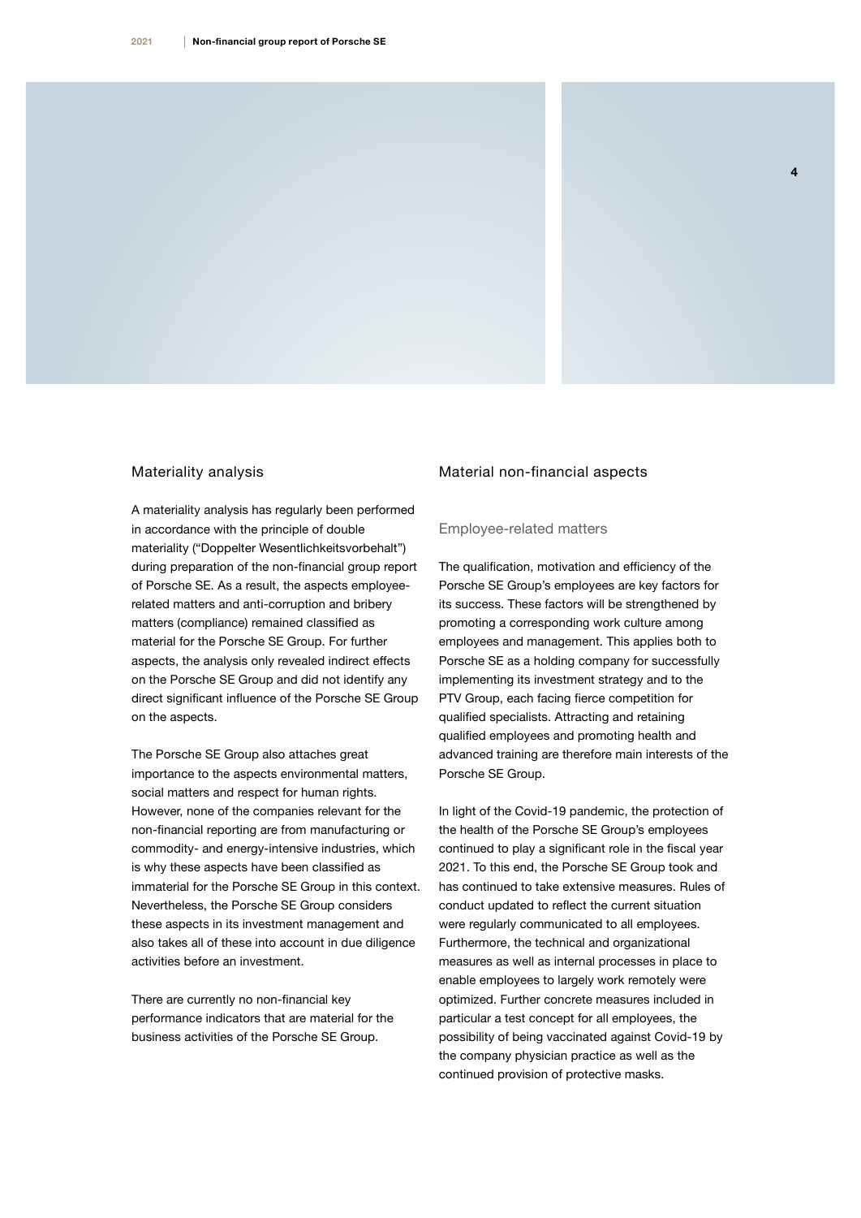## Materiality analysis

A materiality analysis has regularly been performed in accordance with the principle of double materiality ("Doppelter Wesentlichkeitsvorbehalt") during preparation of the non-financial group report of Porsche SE. As a result, the aspects employee-related matters and anti-corruption and bribery matters (compliance) remained classified as material for the Porsche SE Group. For further aspects, the analysis only revealed indirect effects on the Porsche SE Group and did not identify any direct significant influence of the Porsche SE Group on the aspects.

The Porsche SE Group also attaches great importance to the aspects environmental matters, social matters and respect for human rights. However, none of the companies relevant for the non-financial reporting are from manufacturing or commodity- and energy-intensive industries, which is why these aspects have been classified as immaterial for the Porsche SE Group in this context. Nevertheless, the Porsche SE Group considers these aspects in its investment management and also takes all of these into account in due diligence activities before an investment.

There are currently no non-financial key performance indicators that are material for the business activities of the Porsche SE Group.

## Material non-financial aspects

### Employee-related matters

The qualification, motivation and efficiency of the Porsche SE Group's employees are key factors for its success. These factors will be strengthened by promoting a corresponding work culture among employees and management. This applies both to Porsche SE as a holding company for successfully implementing its investment strategy and to the PTV Group, each facing fierce competition for qualified specialists. Attracting and retaining qualified employees and promoting health and advanced training are therefore main interests of the Porsche SE Group.

In light of the Covid-19 pandemic, the protection of the health of the Porsche SE Group's employees continued to play a significant role in the fiscal year 2021. To this end, the Porsche SE Group took and has continued to take extensive measures. Rules of conduct updated to reflect the current situation were regularly communicated to all employees. Furthermore, the technical and organizational measures as well as internal processes in place to enable employees to largely work remotely were optimized. Further concrete measures included in particular a test concept for all employees, the possibility of being vaccinated against Covid-19 by the company physician practice as well as the continued provision of protective masks.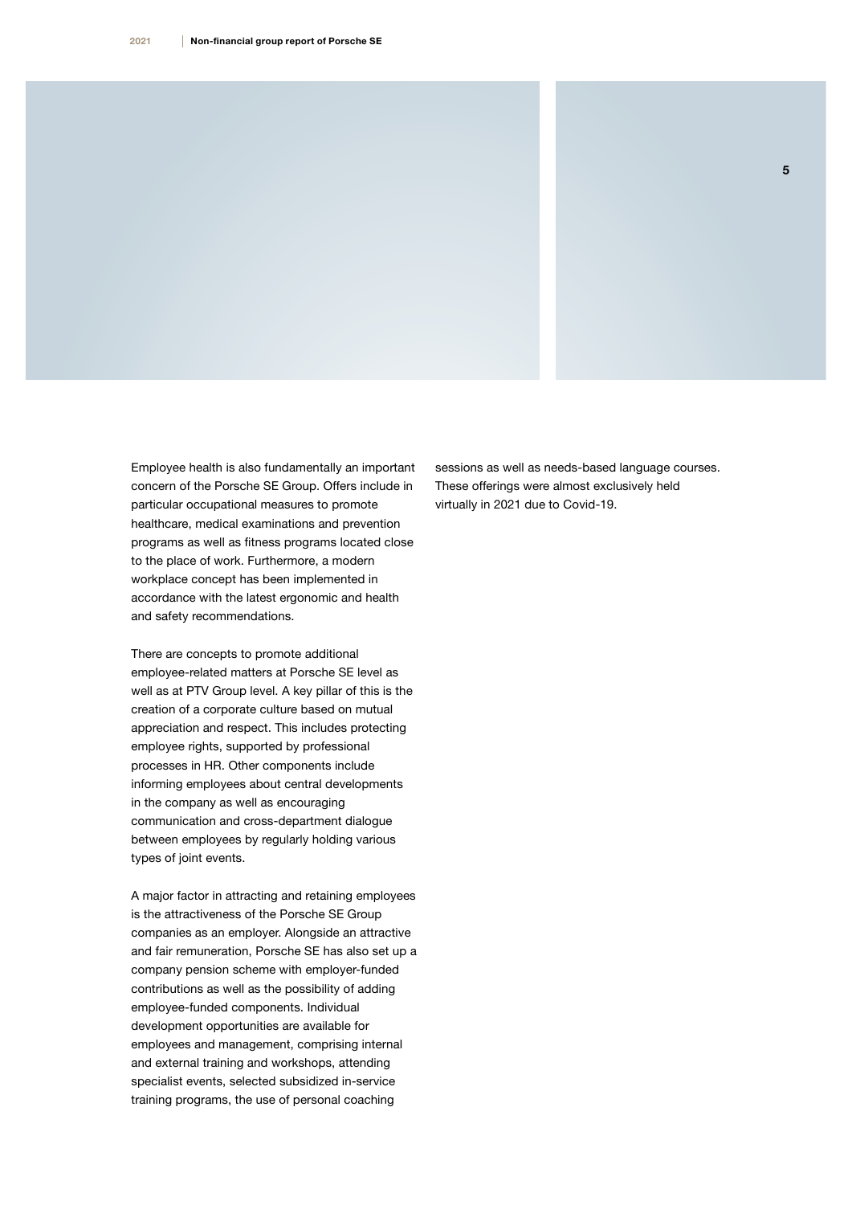Employee health is also fundamentally an important concern of the Porsche SE Group. Offers include in particular occupational measures to promote healthcare, medical examinations and prevention programs as well as fitness programs located close to the place of work. Furthermore, a modern workplace concept has been implemented in accordance with the latest ergonomic and health and safety recommendations.

There are concepts to promote additional employee-related matters at Porsche SE level as well as at PTV Group level. A key pillar of this is the creation of a corporate culture based on mutual appreciation and respect. This includes protecting employee rights, supported by professional processes in HR. Other components include informing employees about central developments in the company as well as encouraging communication and cross-department dialogue between employees by regularly holding various types of joint events.

A major factor in attracting and retaining employees is the attractiveness of the Porsche SE Group companies as an employer. Alongside an attractive and fair remuneration, Porsche SE has also set up a company pension scheme with employer-funded contributions as well as the possibility of adding employee-funded components. Individual development opportunities are available for employees and management, comprising internal and external training and workshops, attending specialist events, selected subsidized in-service training programs, the use of personal coaching sessions as well as needs-based language courses. These offerings were almost exclusively held virtually in 2021 due to Covid-19.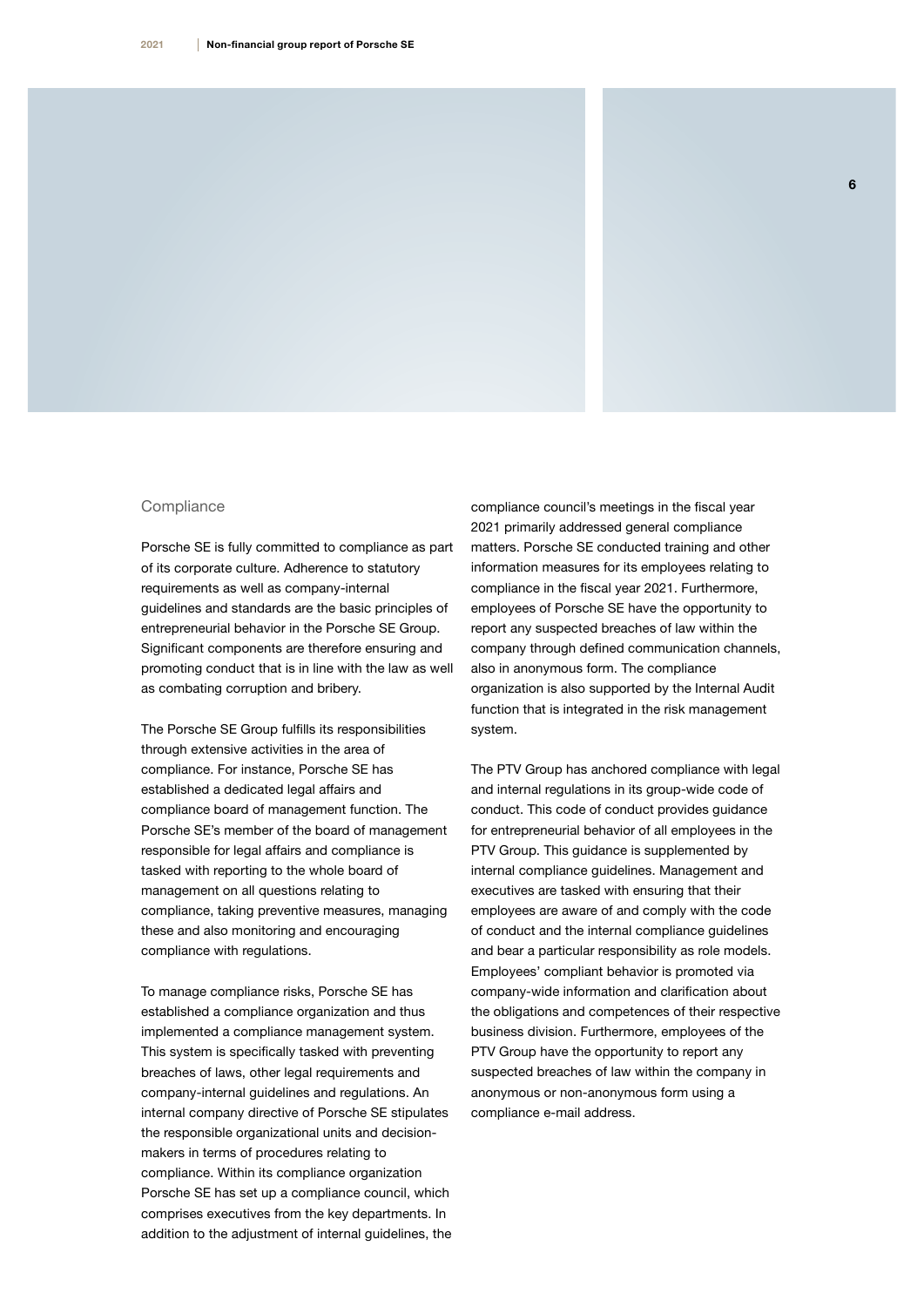## Compliance

Porsche SE is fully committed to compliance as part of its corporate culture. Adherence to statutory requirements as well as company-internal guidelines and standards are the basic principles of entrepreneurial behavior in the Porsche SE Group. Significant components are therefore ensuring and promoting conduct that is in line with the law as well as combating corruption and bribery.

The Porsche SE Group fulfills its responsibilities through extensive activities in the area of compliance. For instance, Porsche SE has established a dedicated legal affairs and compliance board of management function. The Porsche SE's member of the board of management responsible for legal affairs and compliance is tasked with reporting to the whole board of management on all questions relating to compliance, taking preventive measures, managing these and also monitoring and encouraging compliance with regulations.

To manage compliance risks, Porsche SE has established a compliance organization and thus implemented a compliance management system. This system is specifically tasked with preventing breaches of laws, other legal requirements and company-internal guidelines and regulations. An internal company directive of Porsche SE stipulates the responsible organizational units and decision-makers in terms of procedures relating to compliance. Within its compliance organization Porsche SE has set up a compliance council, which comprises executives from the key departments. In addition to the adjustment of internal guidelines, the compliance council's meetings in the fiscal year 2021 primarily addressed general compliance matters. Porsche SE conducted training and other information measures for its employees relating to compliance in the fiscal year 2021. Furthermore, employees of Porsche SE have the opportunity to report any suspected breaches of law within the company through defined communication channels, also in anonymous form. The compliance organization is also supported by the Internal Audit function that is integrated in the risk management system.

The PTV Group has anchored compliance with legal and internal regulations in its group-wide code of conduct. This code of conduct provides guidance for entrepreneurial behavior of all employees in the PTV Group. This guidance is supplemented by internal compliance guidelines. Management and executives are tasked with ensuring that their employees are aware of and comply with the code of conduct and the internal compliance guidelines and bear a particular responsibility as role models. Employees' compliant behavior is promoted via company-wide information and clarification about the obligations and competences of their respective business division. Furthermore, employees of the PTV Group have the opportunity to report any suspected breaches of law within the company in anonymous or non-anonymous form using a compliance e-mail address.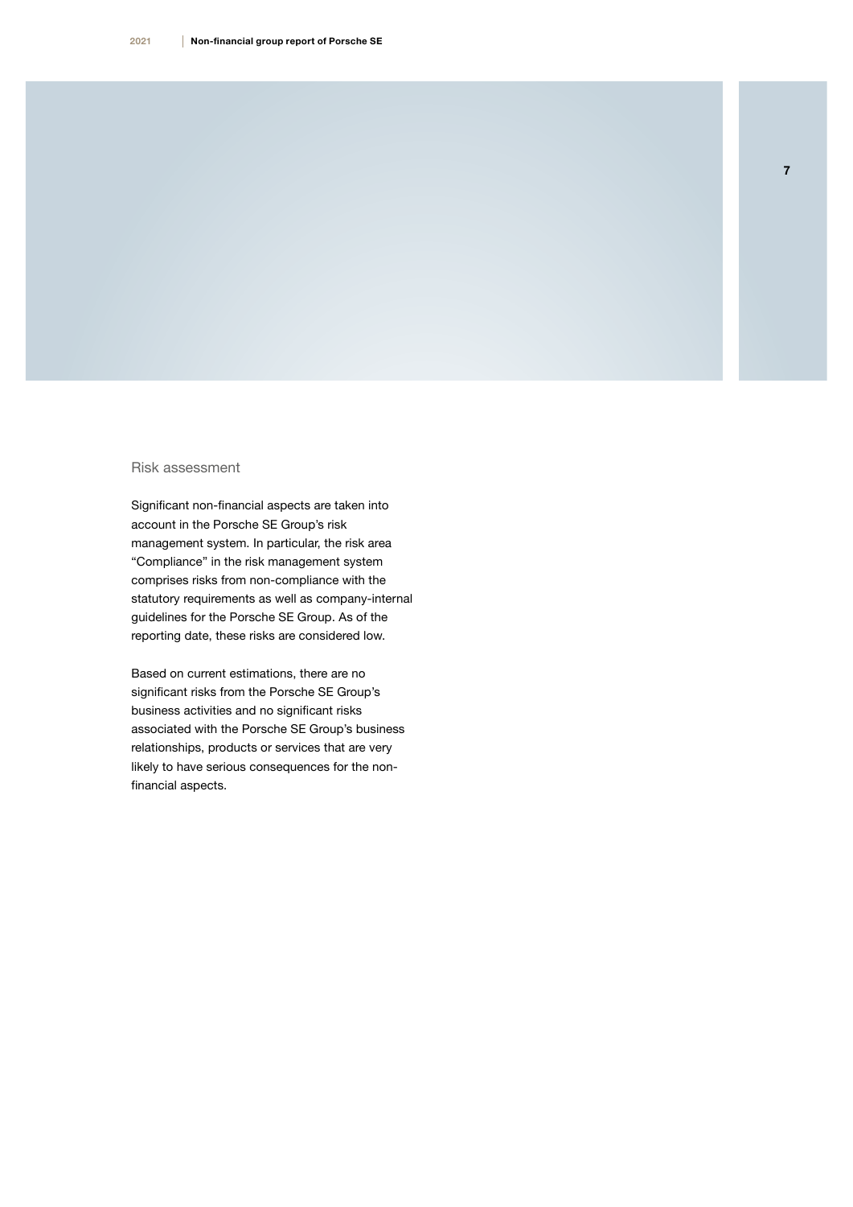## Risk assessment

Significant non-financial aspects are taken into account in the Porsche SE Group's risk management system. In particular, the risk area "Compliance" in the risk management system comprises risks from non-compliance with the statutory requirements as well as company-internal guidelines for the Porsche SE Group. As of the reporting date, these risks are considered low.

Based on current estimations, there are no significant risks from the Porsche SE Group's business activities and no significant risks associated with the Porsche SE Group's business relationships, products or services that are very likely to have serious consequences for the non-financial aspects.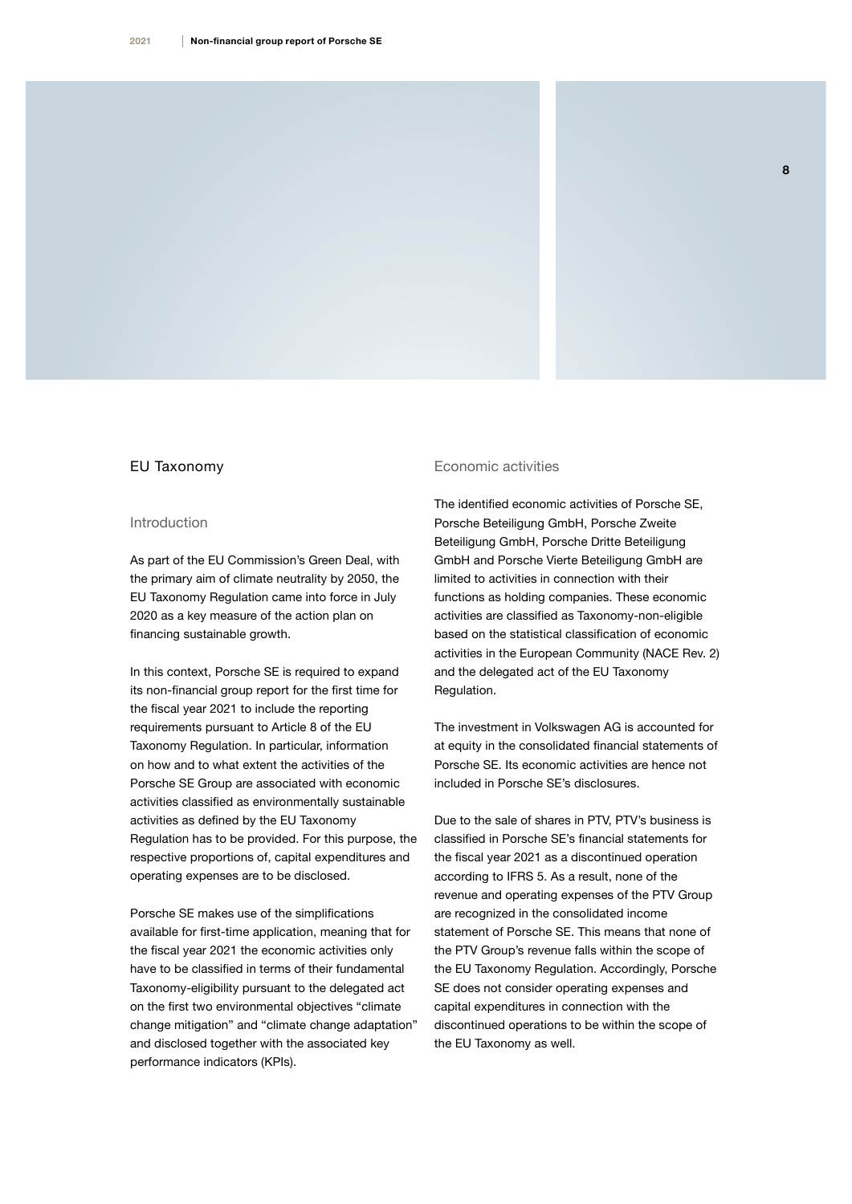## EU Taxonomy

### Introduction

As part of the EU Commission's Green Deal, with the primary aim of climate neutrality by 2050, the EU Taxonomy Regulation came into force in July 2020 as a key measure of the action plan on financing sustainable growth.

In this context, Porsche SE is required to expand its non-financial group report for the first time for the fiscal year 2021 to include the reporting requirements pursuant to Article 8 of the EU Taxonomy Regulation. In particular, information on how and to what extent the activities of the Porsche SE Group are associated with economic activities classified as environmentally sustainable activities as defined by the EU Taxonomy Regulation has to be provided. For this purpose, the respective proportions of, capital expenditures and operating expenses are to be disclosed.

Porsche SE makes use of the simplifications available for first-time application, meaning that for the fiscal year 2021 the economic activities only have to be classified in terms of their fundamental Taxonomy-eligibility pursuant to the delegated act on the first two environmental objectives "climate change mitigation" and "climate change adaptation" and disclosed together with the associated key performance indicators (KPIs).

### Economic activities

The identified economic activities of Porsche SE, Porsche Beteiligung GmbH, Porsche Zweite Beteiligung GmbH, Porsche Dritte Beteiligung GmbH and Porsche Vierte Beteiligung GmbH are limited to activities in connection with their functions as holding companies. These economic activities are classified as Taxonomy-non-eligible based on the statistical classification of economic activities in the European Community (NACE Rev. 2) and the delegated act of the EU Taxonomy Regulation.

The investment in Volkswagen AG is accounted for at equity in the consolidated financial statements of Porsche SE. Its economic activities are hence not included in Porsche SE's disclosures.

Due to the sale of shares in PTV, PTV's business is classified in Porsche SE's financial statements for the fiscal year 2021 as a discontinued operation according to IFRS 5. As a result, none of the revenue and operating expenses of the PTV Group are recognized in the consolidated income statement of Porsche SE. This means that none of the PTV Group's revenue falls within the scope of the EU Taxonomy Regulation. Accordingly, Porsche SE does not consider operating expenses and capital expenditures in connection with the discontinued operations to be within the scope of the EU Taxonomy as well.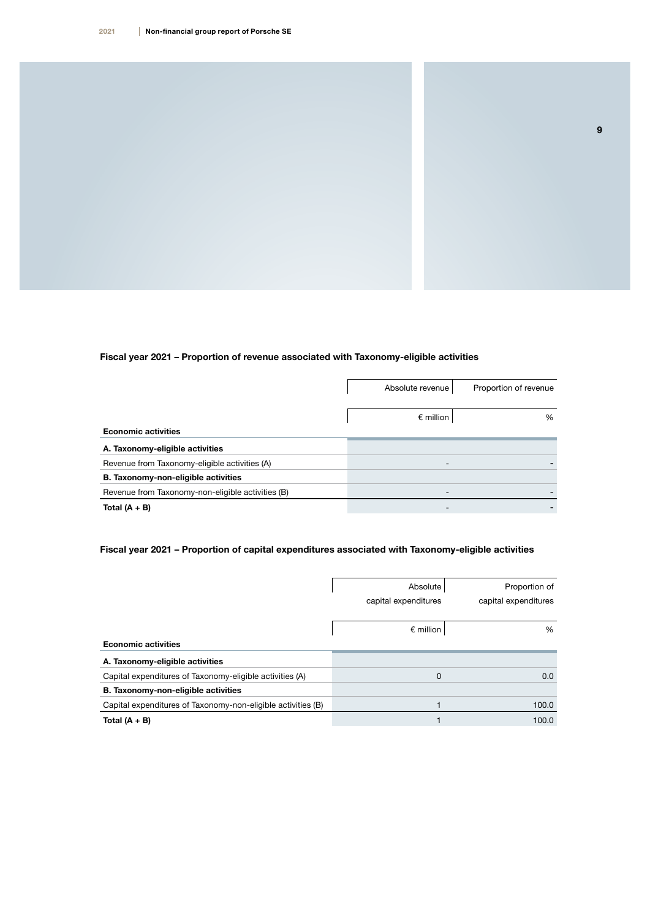### Fiscal year 2021 – Proportion of revenue associated with Taxonomy-eligible activities

| Economic activities | Absolute revenue<br>€ million | Proportion of revenue<br>% |
|---|---|---|
| **A. Taxonomy-eligible activities** | | |
| Revenue from Taxonomy-eligible activities (A) | - | - |
| **B. Taxonomy-non-eligible activities** | | |
| Revenue from Taxonomy-non-eligible activities (B) | - | - |
| **Total (A + B)** | - | - |

### Fiscal year 2021 – Proportion of capital expenditures associated with Taxonomy-eligible activities

| Economic activities | Absolute capital expenditures<br>€ million | Proportion of capital expenditures<br>% |
|---|---|---|
| **A. Taxonomy-eligible activities** | | |
| Capital expenditures of Taxonomy-eligible activities (A) | 0 | 0.0 |
| **B. Taxonomy-non-eligible activities** | | |
| Capital expenditures of Taxonomy-non-eligible activities (B) | 1 | 100.0 |
| **Total (A + B)** | 1 | 100.0 |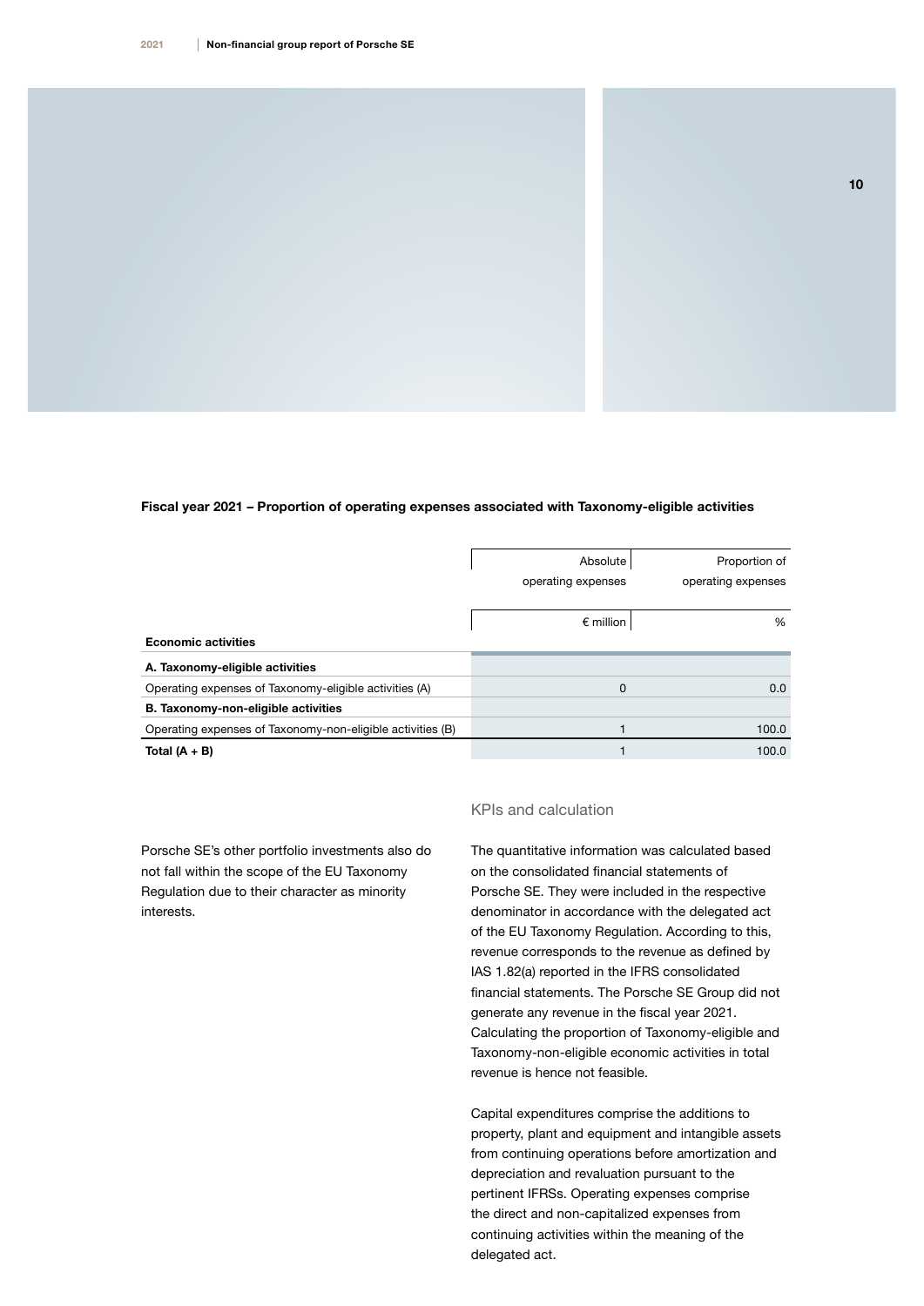**Fiscal year 2021 – Proportion of operating expenses associated with Taxonomy-eligible activities**

| Economic activities | Absolute operating expenses<br>€ million | Proportion of operating expenses<br>% |
|---|---|---|
| **A. Taxonomy-eligible activities** | | |
| Operating expenses of Taxonomy-eligible activities (A) | 0 | 0.0 |
| **B. Taxonomy-non-eligible activities** | | |
| Operating expenses of Taxonomy-non-eligible activities (B) | 1 | 100.0 |
| **Total (A + B)** | 1 | 100.0 |

Porsche SE's other portfolio investments also do not fall within the scope of the EU Taxonomy Regulation due to their character as minority interests.

## KPIs and calculation

The quantitative information was calculated based on the consolidated financial statements of Porsche SE. They were included in the respective denominator in accordance with the delegated act of the EU Taxonomy Regulation. According to this, revenue corresponds to the revenue as defined by IAS 1.82(a) reported in the IFRS consolidated financial statements. The Porsche SE Group did not generate any revenue in the fiscal year 2021. Calculating the proportion of Taxonomy-eligible and Taxonomy-non-eligible economic activities in total revenue is hence not feasible.

Capital expenditures comprise the additions to property, plant and equipment and intangible assets from continuing operations before amortization and depreciation and revaluation pursuant to the pertinent IFRSs. Operating expenses comprise the direct and non-capitalized expenses from continuing activities within the meaning of the delegated act.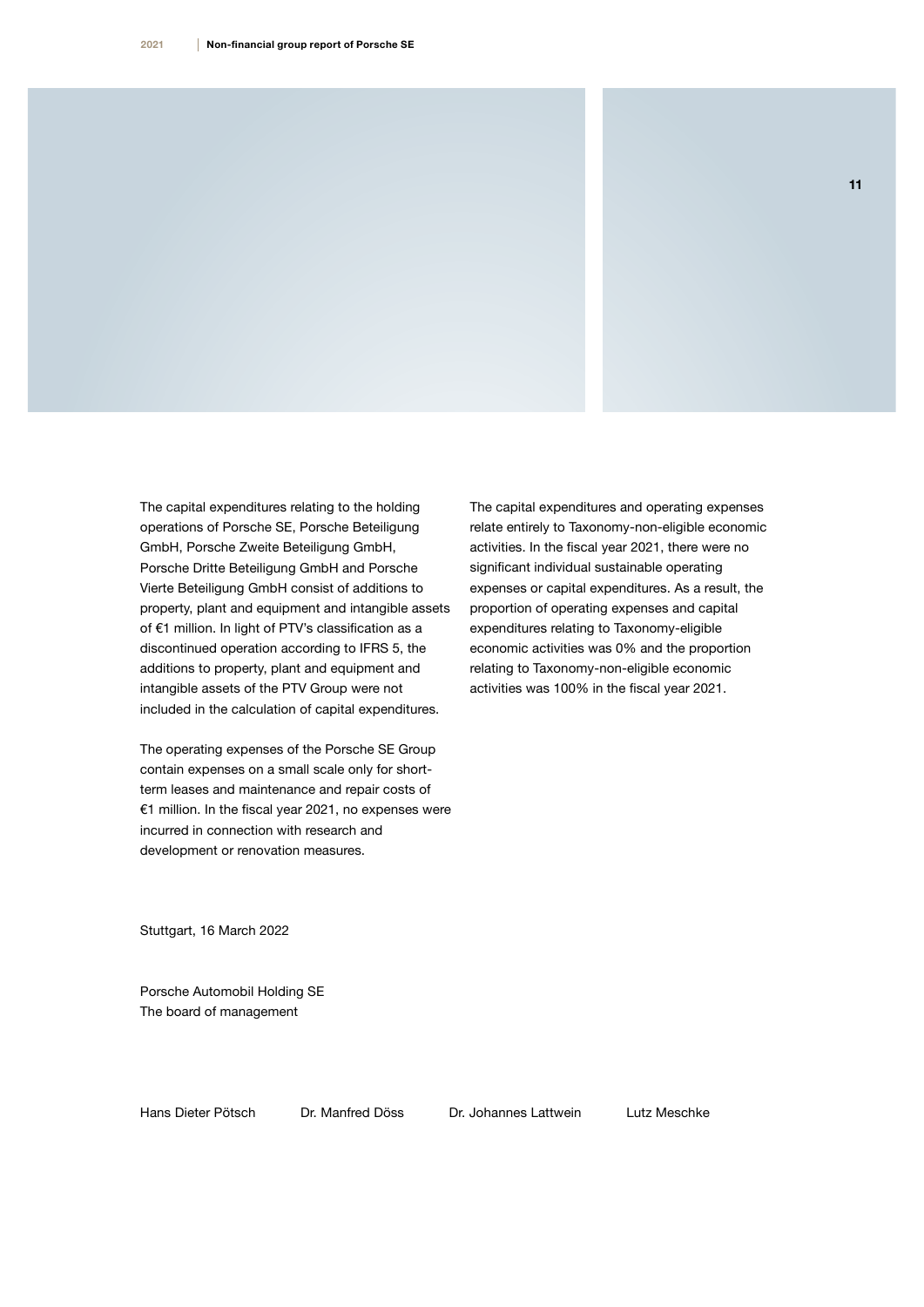The capital expenditures relating to the holding operations of Porsche SE, Porsche Beteiligung GmbH, Porsche Zweite Beteiligung GmbH, Porsche Dritte Beteiligung GmbH and Porsche Vierte Beteiligung GmbH consist of additions to property, plant and equipment and intangible assets of €1 million. In light of PTV's classification as a discontinued operation according to IFRS 5, the additions to property, plant and equipment and intangible assets of the PTV Group were not included in the calculation of capital expenditures.

The operating expenses of the Porsche SE Group contain expenses on a small scale only for short-term leases and maintenance and repair costs of €1 million. In the fiscal year 2021, no expenses were incurred in connection with research and development or renovation measures.

The capital expenditures and operating expenses relate entirely to Taxonomy-non-eligible economic activities. In the fiscal year 2021, there were no significant individual sustainable operating expenses or capital expenditures. As a result, the proportion of operating expenses and capital expenditures relating to Taxonomy-eligible economic activities was 0% and the proportion relating to Taxonomy-non-eligible economic activities was 100% in the fiscal year 2021.

Stuttgart, 16 March 2022

Porsche Automobil Holding SE
The board of management

Hans Dieter Pötsch    Dr. Manfred Döss    Dr. Johannes Lattwein    Lutz Meschke